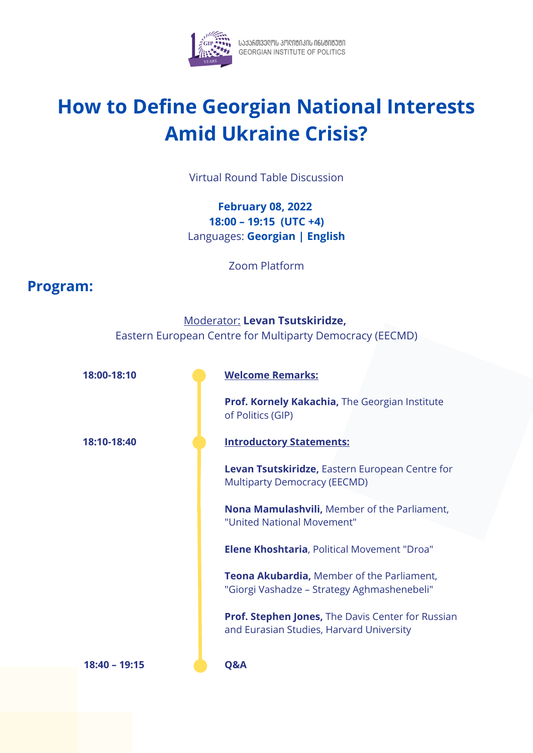საქართველოს პოლიტიკის ინსტიტუტი
GEORGIAN INSTITUTE OF POLITICS

# How to Define Georgian National Interests Amid Ukraine Crisis?

Virtual Round Table Discussion

**February 08, 2022**
**18:00 – 19:15 (UTC +4)**
Languages: **Georgian | English**

Zoom Platform

## Program:

Moderator: **Levan Tsutskiridze,**
Eastern European Centre for Multiparty Democracy (EECMD)

**18:00-18:10**

**Welcome Remarks:**

**Prof. Kornely Kakachia,** The Georgian Institute of Politics (GIP)

**18:10-18:40**

**Introductory Statements:**

**Levan Tsutskiridze,** Eastern European Centre for Multiparty Democracy (EECMD)

**Nona Mamulashvili,** Member of the Parliament, "United National Movement"

**Elene Khoshtaria**, Political Movement "Droa"

**Teona Akubardia,** Member of the Parliament, "Giorgi Vashadze – Strategy Aghmashenebeli"

**Prof. Stephen Jones,** The Davis Center for Russian and Eurasian Studies, Harvard University

**18:40 – 19:15**

**Q&A**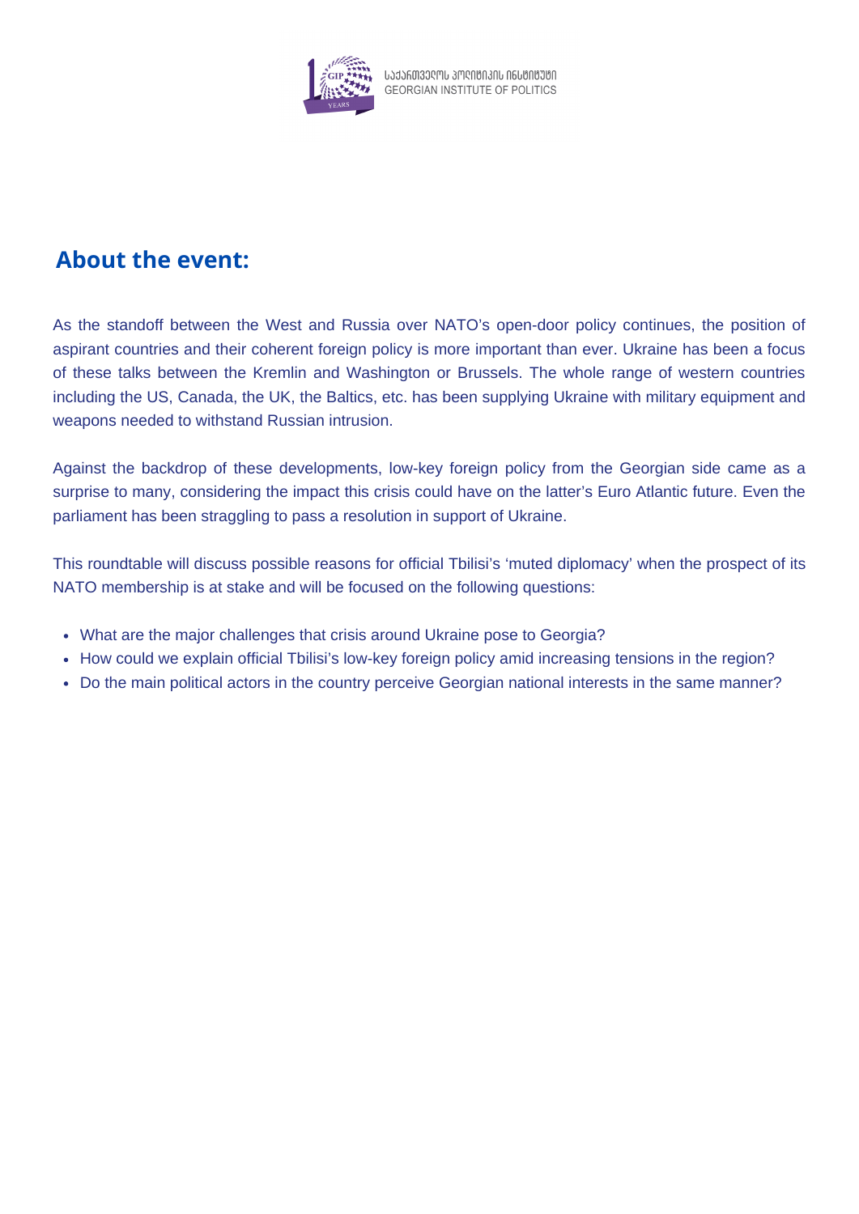## About the event:

As the standoff between the West and Russia over NATO's open-door policy continues, the position of aspirant countries and their coherent foreign policy is more important than ever. Ukraine has been a focus of these talks between the Kremlin and Washington or Brussels. The whole range of western countries including the US, Canada, the UK, the Baltics, etc. has been supplying Ukraine with military equipment and weapons needed to withstand Russian intrusion.

Against the backdrop of these developments, low-key foreign policy from the Georgian side came as a surprise to many, considering the impact this crisis could have on the latter's Euro Atlantic future. Even the parliament has been straggling to pass a resolution in support of Ukraine.

This roundtable will discuss possible reasons for official Tbilisi's 'muted diplomacy' when the prospect of its NATO membership is at stake and will be focused on the following questions:

- What are the major challenges that crisis around Ukraine pose to Georgia?
- How could we explain official Tbilisi's low-key foreign policy amid increasing tensions in the region?
- Do the main political actors in the country perceive Georgian national interests in the same manner?